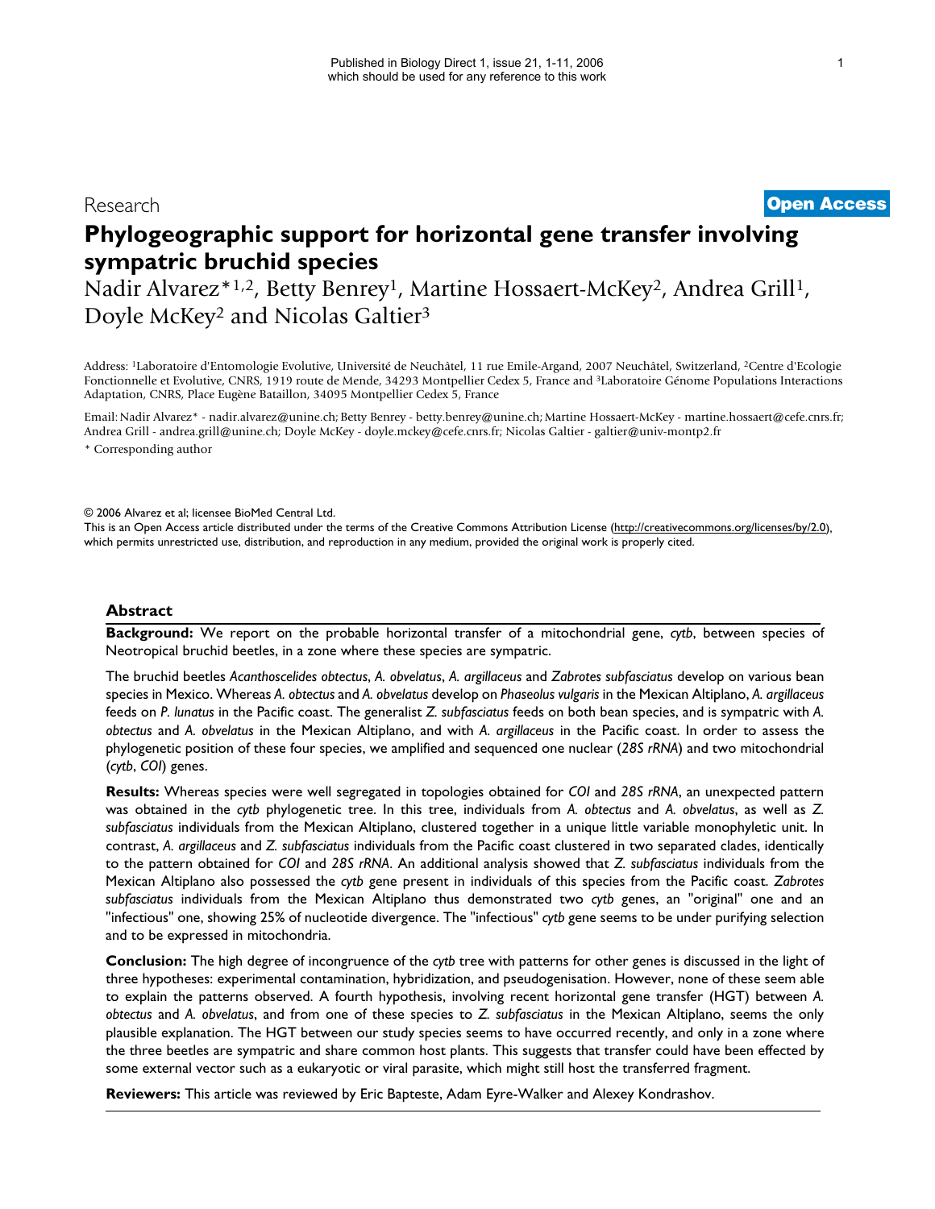Research

**Open Access**

# Phylogeographic support for horizontal gene transfer involving sympatric bruchid species

Nadir Alvarez*[1,2], Betty Benrey[1], Martine Hossaert-McKey[2], Andrea Grill[1], Doyle McKey[2] and Nicolas Galtier[3]

Address: [1]Laboratoire d'Entomologie Evolutive, Université de Neuchâtel, 11 rue Emile-Argand, 2007 Neuchâtel, Switzerland, [2]Centre d'Ecologie Fonctionnelle et Evolutive, CNRS, 1919 route de Mende, 34293 Montpellier Cedex 5, France and [3]Laboratoire Génome Populations Interactions Adaptation, CNRS, Place Eugène Bataillon, 34095 Montpellier Cedex 5, France

Email: Nadir Alvarez* - nadir.alvarez@unine.ch; Betty Benrey - betty.benrey@unine.ch; Martine Hossaert-McKey - martine.hossaert@cefe.cnrs.fr; Andrea Grill - andrea.grill@unine.ch; Doyle McKey - doyle.mckey@cefe.cnrs.fr; Nicolas Galtier - galtier@univ-montp2.fr

\* Corresponding author

© 2006 Alvarez et al; licensee BioMed Central Ltd.

This is an Open Access article distributed under the terms of the Creative Commons Attribution License (http://creativecommons.org/licenses/by/2.0), which permits unrestricted use, distribution, and reproduction in any medium, provided the original work is properly cited.

## Abstract

**Background:** We report on the probable horizontal transfer of a mitochondrial gene, *cytb*, between species of Neotropical bruchid beetles, in a zone where these species are sympatric.

The bruchid beetles *Acanthoscelides obtectus*, *A. obvelatus*, *A. argillaceus* and *Zabrotes subfasciatus* develop on various bean species in Mexico. Whereas *A. obtectus* and *A. obvelatus* develop on *Phaseolus vulgaris* in the Mexican Altiplano, *A. argillaceus* feeds on *P. lunatus* in the Pacific coast. The generalist *Z. subfasciatus* feeds on both bean species, and is sympatric with *A. obtectus* and *A. obvelatus* in the Mexican Altiplano, and with *A. argillaceus* in the Pacific coast. In order to assess the phylogenetic position of these four species, we amplified and sequenced one nuclear (*28S rRNA*) and two mitochondrial (*cytb*, *COI*) genes.

**Results:** Whereas species were well segregated in topologies obtained for *COI* and *28S rRNA*, an unexpected pattern was obtained in the *cytb* phylogenetic tree. In this tree, individuals from *A. obtectus* and *A. obvelatus*, as well as *Z. subfasciatus* individuals from the Mexican Altiplano, clustered together in a unique little variable monophyletic unit. In contrast, *A. argillaceus* and *Z. subfasciatus* individuals from the Pacific coast clustered in two separated clades, identically to the pattern obtained for *COI* and *28S rRNA*. An additional analysis showed that *Z. subfasciatus* individuals from the Mexican Altiplano also possessed the *cytb* gene present in individuals of this species from the Pacific coast. *Zabrotes subfasciatus* individuals from the Mexican Altiplano thus demonstrated two *cytb* genes, an "original" one and an "infectious" one, showing 25% of nucleotide divergence. The "infectious" *cytb* gene seems to be under purifying selection and to be expressed in mitochondria.

**Conclusion:** The high degree of incongruence of the *cytb* tree with patterns for other genes is discussed in the light of three hypotheses: experimental contamination, hybridization, and pseudogenisation. However, none of these seem able to explain the patterns observed. A fourth hypothesis, involving recent horizontal gene transfer (HGT) between *A. obtectus* and *A. obvelatus*, and from one of these species to *Z. subfasciatus* in the Mexican Altiplano, seems the only plausible explanation. The HGT between our study species seems to have occurred recently, and only in a zone where the three beetles are sympatric and share common host plants. This suggests that transfer could have been effected by some external vector such as a eukaryotic or viral parasite, which might still host the transferred fragment.

**Reviewers:** This article was reviewed by Eric Bapteste, Adam Eyre-Walker and Alexey Kondrashov.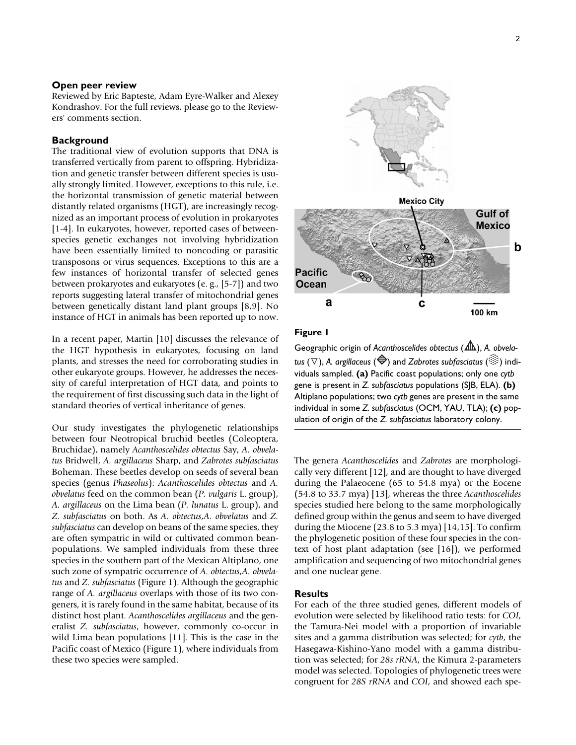### Open peer review

Reviewed by Eric Bapteste, Adam Eyre-Walker and Alexey Kondrashov. For the full reviews, please go to the Reviewers' comments section.

### Background

The traditional view of evolution supports that DNA is transferred vertically from parent to offspring. Hybridization and genetic transfer between different species is usually strongly limited. However, exceptions to this rule, i.e. the horizontal transmission of genetic material between distantly related organisms (HGT), are increasingly recognized as an important process of evolution in prokaryotes [1-4]. In eukaryotes, however, reported cases of between-species genetic exchanges not involving hybridization have been essentially limited to noncoding or parasitic transposons or virus sequences. Exceptions to this are a few instances of horizontal transfer of selected genes between prokaryotes and eukaryotes (e. g., [5-7]) and two reports suggesting lateral transfer of mitochondrial genes between genetically distant land plant groups [8,9]. No instance of HGT in animals has been reported up to now.

In a recent paper, Martin [10] discusses the relevance of the HGT hypothesis in eukaryotes, focusing on land plants, and stresses the need for corroborating studies in other eukaryote groups. However, he addresses the necessity of careful interpretation of HGT data, and points to the requirement of first discussing such data in the light of standard theories of vertical inheritance of genes.

Our study investigates the phylogenetic relationships between four Neotropical bruchid beetles (Coleoptera, Bruchidae), namely *Acanthoscelides obtectus* Say, *A. obvelatus* Bridwell, *A. argillaceus* Sharp, and *Zabrotes subfasciatus* Boheman. These beetles develop on seeds of several bean species (genus *Phaseolus*): *Acanthoscelides obtectus* and *A. obvelatus* feed on the common bean (*P. vulgaris* L. group), *A. argillaceus* on the Lima bean (*P. lunatus* L. group), and *Z. subfasciatus* on both. As *A. obtectus*, *A. obvelatus* and *Z. subfasciatus* can develop on beans of the same species, they are often sympatric in wild or cultivated common bean-populations. We sampled individuals from these three species in the southern part of the Mexican Altiplano, one such zone of sympatric occurrence of *A. obtectus*, *A. obvelatus* and *Z. subfasciatus* (Figure 1). Although the geographic range of *A. argillaceus* overlaps with those of its two congeners, it is rarely found in the same habitat, because of its distinct host plant. *Acanthoscelides argillaceus* and the generalist *Z. subfasciatus*, however, commonly co-occur in wild Lima bean populations [11]. This is the case in the Pacific coast of Mexico (Figure 1), where individuals from these two species were sampled.

**Figure 1**

Geographic origin of *Acanthoscelides obtectus* (△), *A. obvelatus* (▽), *A. argillaceus* (◇) and *Zabrotes subfasciatus* (○) individuals sampled. **(a)** Pacific coast populations; only one *cytb* gene is present in *Z. subfasciatus* populations (SJB, ELA). **(b)** Altiplano populations; two *cytb* genes are present in the same individual in some *Z. subfasciatus* (OCM, YAU, TLA); **(c)** population of origin of the *Z. subfasciatus* laboratory colony.

The genera *Acanthoscelides* and *Zabrotes* are morphologically very different [12], and are thought to have diverged during the Palaeocene (65 to 54.8 mya) or the Eocene (54.8 to 33.7 mya) [13], whereas the three *Acanthoscelides* species studied here belong to the same morphologically defined group within the genus and seem to have diverged during the Miocene (23.8 to 5.3 mya) [14,15]. To confirm the phylogenetic position of these four species in the context of host plant adaptation (see [16]), we performed amplification and sequencing of two mitochondrial genes and one nuclear gene.

### Results

For each of the three studied genes, different models of evolution were selected by likelihood ratio tests: for *COI*, the Tamura-Nei model with a proportion of invariable sites and a gamma distribution was selected; for *cytb*, the Hasegawa-Kishino-Yano model with a gamma distribution was selected; for *28s rRNA*, the Kimura 2-parameters model was selected. Topologies of phylogenetic trees were congruent for *28S rRNA* and *COI*, and showed each spe-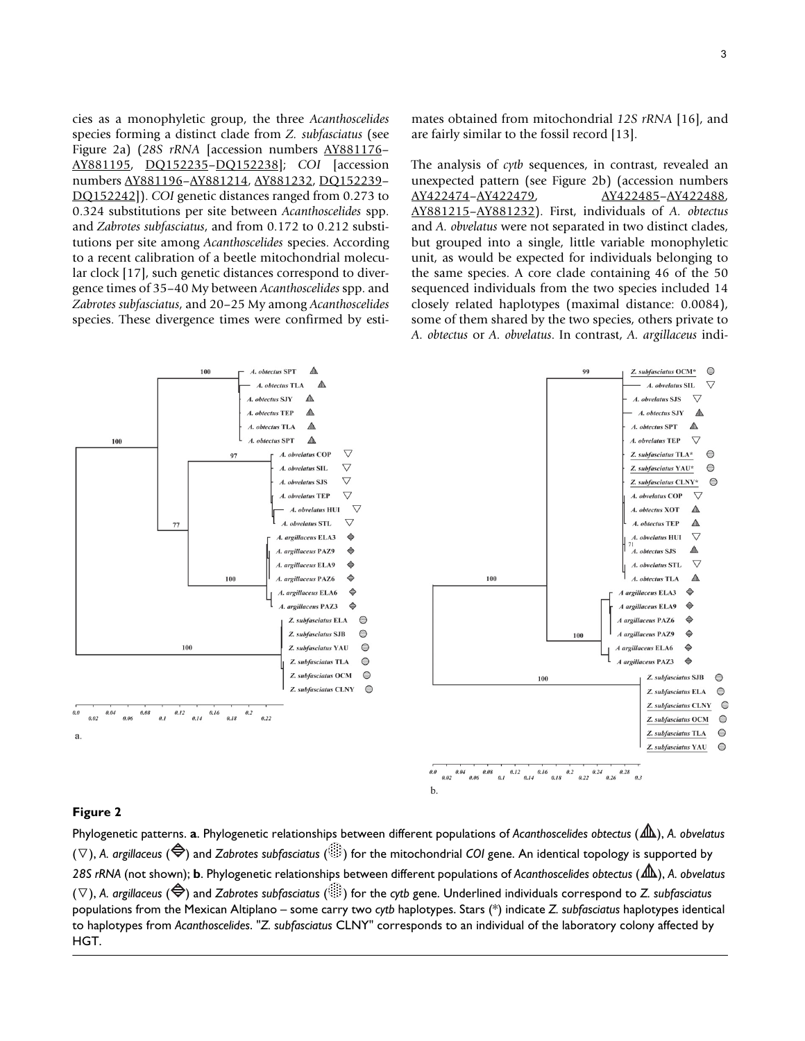cies as a monophyletic group, the three *Acanthoscelides* species forming a distinct clade from *Z. subfasciatus* (see Figure 2a) (*28S rRNA* [accession numbers AY881176–AY881195, DQ152235–DQ152238]; *COI* [accession numbers AY881196–AY881214, AY881232, DQ152239–DQ152242]). *COI* genetic distances ranged from 0.273 to 0.324 substitutions per site between *Acanthoscelides* spp. and *Zabrotes subfasciatus*, and from 0.172 to 0.212 substitutions per site among *Acanthoscelides* species. According to a recent calibration of a beetle mitochondrial molecular clock [17], such genetic distances correspond to divergence times of 35–40 My between *Acanthoscelides* spp. and *Zabrotes subfasciatus*, and 20–25 My among *Acanthoscelides* species. These divergence times were confirmed by estimates obtained from mitochondrial *12S rRNA* [16], and are fairly similar to the fossil record [13].

The analysis of *cytb* sequences, in contrast, revealed an unexpected pattern (see Figure 2b) (accession numbers AY422474–AY422479, AY422485–AY422488, AY881215–AY881232). First, individuals of *A. obtectus* and *A. obvelatus* were not separated in two distinct clades, but grouped into a single, little variable monophyletic unit, as would be expected for individuals belonging to the same species. A core clade containing 46 of the 50 sequenced individuals from the two species included 14 closely related haplotypes (maximal distance: 0.0084), some of them shared by the two species, others private to *A. obtectus* or *A. obvelatus*. In contrast, *A. argillaceus* indi-

**Figure 2**

Phylogenetic patterns. **a**. Phylogenetic relationships between different populations of *Acanthoscelides obtectus* (▲), *A. obvelatus* (▽), *A. argillaceus* (◆) and *Zabrotes subfasciatus* (◯) for the mitochondrial *COI* gene. An identical topology is supported by *28S rRNA* (not shown); **b**. Phylogenetic relationships between different populations of *Acanthoscelides obtectus* (▲), *A. obvelatus* (▽), *A. argillaceus* (◆) and *Zabrotes subfasciatus* (◯) for the *cytb* gene. Underlined individuals correspond to *Z. subfasciatus* populations from the Mexican Altiplano – some carry two *cytb* haplotypes. Stars (*) indicate *Z. subfasciatus* haplotypes identical to haplotypes from *Acanthoscelides*. "*Z. subfasciatus* CLNY" corresponds to an individual of the laboratory colony affected by HGT.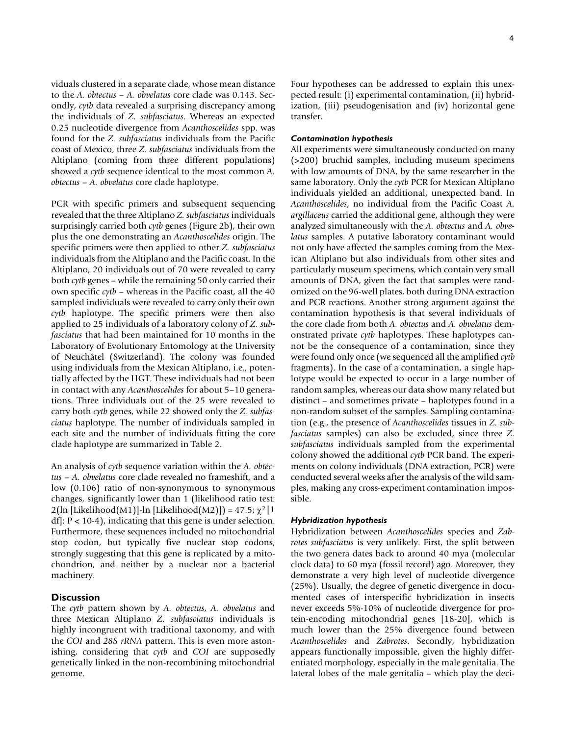viduals clustered in a separate clade, whose mean distance to the *A. obtectus – A. obvelatus* core clade was 0.143. Secondly, *cytb* data revealed a surprising discrepancy among the individuals of *Z. subfasciatus*. Whereas an expected 0.25 nucleotide divergence from *Acanthoscelides* spp. was found for the *Z. subfasciatus* individuals from the Pacific coast of Mexico, three *Z. subfasciatus* individuals from the Altiplano (coming from three different populations) showed a *cytb* sequence identical to the most common *A. obtectus – A. obvelatus* core clade haplotype.

PCR with specific primers and subsequent sequencing revealed that the three Altiplano *Z. subfasciatus* individuals surprisingly carried both *cytb* genes (Figure 2b), their own plus the one demonstrating an *Acanthoscelides* origin. The specific primers were then applied to other *Z. subfasciatus* individuals from the Altiplano and the Pacific coast. In the Altiplano, 20 individuals out of 70 were revealed to carry both *cytb* genes – while the remaining 50 only carried their own specific *cytb* – whereas in the Pacific coast, all the 40 sampled individuals were revealed to carry only their own *cytb* haplotype. The specific primers were then also applied to 25 individuals of a laboratory colony of *Z. subfasciatus* that had been maintained for 10 months in the Laboratory of Evolutionary Entomology at the University of Neuchâtel (Switzerland). The colony was founded using individuals from the Mexican Altiplano, i.e., potentially affected by the HGT. These individuals had not been in contact with any *Acanthoscelides* for about 5–10 generations. Three individuals out of the 25 were revealed to carry both *cytb* genes, while 22 showed only the *Z. subfasciatus* haplotype. The number of individuals sampled in each site and the number of individuals fitting the core clade haplotype are summarized in Table 2.

An analysis of *cytb* sequence variation within the *A. obtectus – A. obvelatus* core clade revealed no frameshift, and a low (0.106) ratio of non-synonymous to synonymous changes, significantly lower than 1 (likelihood ratio test: $2(\ln [\text{Likelihood(M1)}] - \ln [\text{Likelihood(M2)}]) = 47.5$; $\chi^2$ [1 df]: $P < 10^{-4}$), indicating that this gene is under selection. Furthermore, these sequences included no mitochondrial stop codon, but typically five nuclear stop codons, strongly suggesting that this gene is replicated by a mitochondrion, and neither by a nuclear nor a bacterial machinery.

## Discussion

The *cytb* pattern shown by *A. obtectus*, *A. obvelatus* and three Mexican Altiplano *Z. subfasciatus* individuals is highly incongruent with traditional taxonomy, and with the *COI* and *28S rRNA* pattern. This is even more astonishing, considering that *cytb* and *COI* are supposedly genetically linked in the non-recombining mitochondrial genome.

Four hypotheses can be addressed to explain this unexpected result: (i) experimental contamination, (ii) hybridization, (iii) pseudogenisation and (iv) horizontal gene transfer.

### *Contamination hypothesis*

All experiments were simultaneously conducted on many (>200) bruchid samples, including museum specimens with low amounts of DNA, by the same researcher in the same laboratory. Only the *cytb* PCR for Mexican Altiplano individuals yielded an additional, unexpected band. In *Acanthoscelides*, no individual from the Pacific Coast *A. argillaceus* carried the additional gene, although they were analyzed simultaneously with the *A. obtectus* and *A. obvelatus* samples. A putative laboratory contaminant would not only have affected the samples coming from the Mexican Altiplano but also individuals from other sites and particularly museum specimens, which contain very small amounts of DNA, given the fact that samples were randomized on the 96-well plates, both during DNA extraction and PCR reactions. Another strong argument against the contamination hypothesis is that several individuals of the core clade from both *A. obtectus* and *A. obvelatus* demonstrated private *cytb* haplotypes. These haplotypes cannot be the consequence of a contamination, since they were found only once (we sequenced all the amplified *cytb* fragments). In the case of a contamination, a single haplotype would be expected to occur in a large number of random samples, whereas our data show many related but distinct – and sometimes private – haplotypes found in a non-random subset of the samples. Sampling contamination (e.g., the presence of *Acanthoscelides* tissues in *Z. subfasciatus* samples) can also be excluded, since three *Z. subfasciatus* individuals sampled from the experimental colony showed the additional *cytb* PCR band. The experiments on colony individuals (DNA extraction, PCR) were conducted several weeks after the analysis of the wild samples, making any cross-experiment contamination impossible.

### *Hybridization hypothesis*

Hybridization between *Acanthoscelides* species and *Zabrotes subfasciatus* is very unlikely. First, the split between the two genera dates back to around 40 mya (molecular clock data) to 60 mya (fossil record) ago. Moreover, they demonstrate a very high level of nucleotide divergence (25%). Usually, the degree of genetic divergence in documented cases of interspecific hybridization in insects never exceeds 5%-10% of nucleotide divergence for protein-encoding mitochondrial genes [18-20], which is much lower than the 25% divergence found between *Acanthoscelides* and *Zabrotes*. Secondly, hybridization appears functionally impossible, given the highly differentiated morphology, especially in the male genitalia. The lateral lobes of the male genitalia – which play the deci-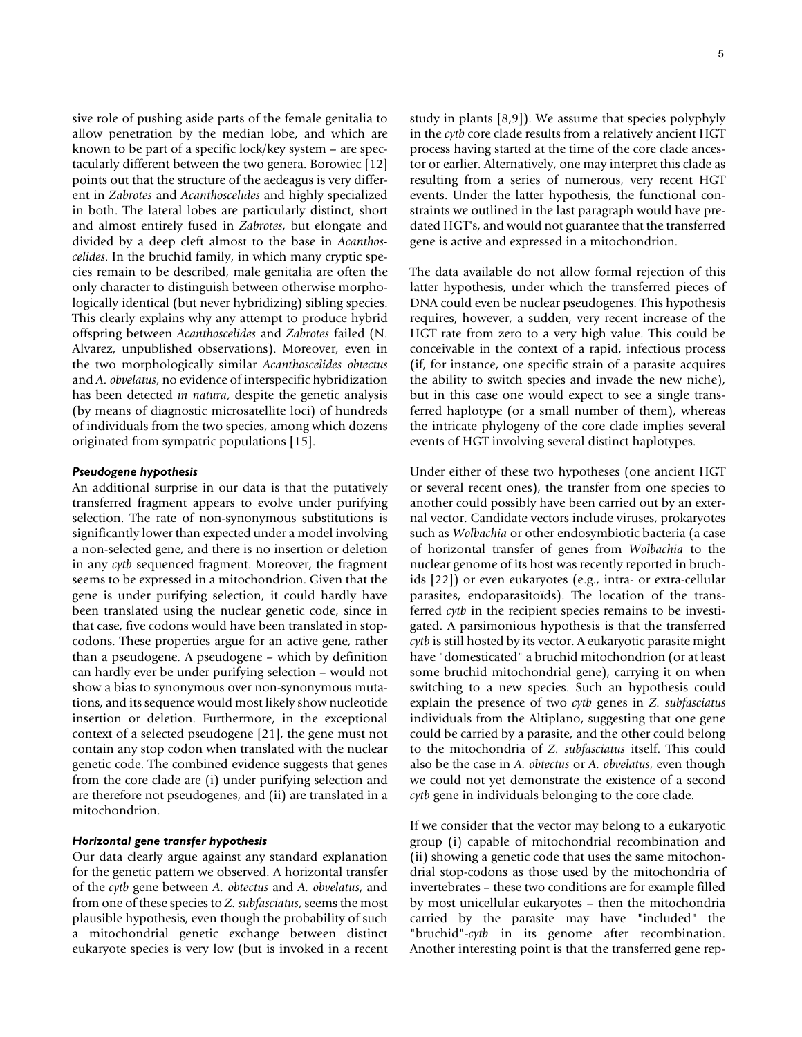sive role of pushing aside parts of the female genitalia to allow penetration by the median lobe, and which are known to be part of a specific lock/key system – are spectacularly different between the two genera. Borowiec [12] points out that the structure of the aedeagus is very different in *Zabrotes* and *Acanthoscelides* and highly specialized in both. The lateral lobes are particularly distinct, short and almost entirely fused in *Zabrotes*, but elongate and divided by a deep cleft almost to the base in *Acanthoscelides*. In the bruchid family, in which many cryptic species remain to be described, male genitalia are often the only character to distinguish between otherwise morphologically identical (but never hybridizing) sibling species. This clearly explains why any attempt to produce hybrid offspring between *Acanthoscelides* and *Zabrotes* failed (N. Alvarez, unpublished observations). Moreover, even in the two morphologically similar *Acanthoscelides obtectus* and *A. obvelatus*, no evidence of interspecific hybridization has been detected *in natura*, despite the genetic analysis (by means of diagnostic microsatellite loci) of hundreds of individuals from the two species, among which dozens originated from sympatric populations [15].

#### *Pseudogene hypothesis*

An additional surprise in our data is that the putatively transferred fragment appears to evolve under purifying selection. The rate of non-synonymous substitutions is significantly lower than expected under a model involving a non-selected gene, and there is no insertion or deletion in any *cytb* sequenced fragment. Moreover, the fragment seems to be expressed in a mitochondrion. Given that the gene is under purifying selection, it could hardly have been translated using the nuclear genetic code, since in that case, five codons would have been translated in stop-codons. These properties argue for an active gene, rather than a pseudogene. A pseudogene – which by definition can hardly ever be under purifying selection – would not show a bias to synonymous over non-synonymous mutations, and its sequence would most likely show nucleotide insertion or deletion. Furthermore, in the exceptional context of a selected pseudogene [21], the gene must not contain any stop codon when translated with the nuclear genetic code. The combined evidence suggests that genes from the core clade are (i) under purifying selection and are therefore not pseudogenes, and (ii) are translated in a mitochondrion.

#### *Horizontal gene transfer hypothesis*

Our data clearly argue against any standard explanation for the genetic pattern we observed. A horizontal transfer of the *cytb* gene between *A. obtectus* and *A. obvelatus*, and from one of these species to *Z. subfasciatus*, seems the most plausible hypothesis, even though the probability of such a mitochondrial genetic exchange between distinct eukaryote species is very low (but is invoked in a recent study in plants [8,9]). We assume that species polyphyly in the *cytb* core clade results from a relatively ancient HGT process having started at the time of the core clade ancestor or earlier. Alternatively, one may interpret this clade as resulting from a series of numerous, very recent HGT events. Under the latter hypothesis, the functional constraints we outlined in the last paragraph would have predated HGT's, and would not guarantee that the transferred gene is active and expressed in a mitochondrion.

The data available do not allow formal rejection of this latter hypothesis, under which the transferred pieces of DNA could even be nuclear pseudogenes. This hypothesis requires, however, a sudden, very recent increase of the HGT rate from zero to a very high value. This could be conceivable in the context of a rapid, infectious process (if, for instance, one specific strain of a parasite acquires the ability to switch species and invade the new niche), but in this case one would expect to see a single transferred haplotype (or a small number of them), whereas the intricate phylogeny of the core clade implies several events of HGT involving several distinct haplotypes.

Under either of these two hypotheses (one ancient HGT or several recent ones), the transfer from one species to another could possibly have been carried out by an external vector. Candidate vectors include viruses, prokaryotes such as *Wolbachia* or other endosymbiotic bacteria (a case of horizontal transfer of genes from *Wolbachia* to the nuclear genome of its host was recently reported in bruchids [22]) or even eukaryotes (e.g., intra- or extra-cellular parasites, endoparasitoïds). The location of the transferred *cytb* in the recipient species remains to be investigated. A parsimonious hypothesis is that the transferred *cytb* is still hosted by its vector. A eukaryotic parasite might have "domesticated" a bruchid mitochondrion (or at least some bruchid mitochondrial gene), carrying it on when switching to a new species. Such an hypothesis could explain the presence of two *cytb* genes in *Z. subfasciatus* individuals from the Altiplano, suggesting that one gene could be carried by a parasite, and the other could belong to the mitochondria of *Z. subfasciatus* itself. This could also be the case in *A. obtectus* or *A. obvelatus*, even though we could not yet demonstrate the existence of a second *cytb* gene in individuals belonging to the core clade.

If we consider that the vector may belong to a eukaryotic group (i) capable of mitochondrial recombination and (ii) showing a genetic code that uses the same mitochondrial stop-codons as those used by the mitochondria of invertebrates – these two conditions are for example filled by most unicellular eukaryotes – then the mitochondria carried by the parasite may have "included" the "bruchid"-*cytb* in its genome after recombination. Another interesting point is that the transferred gene rep-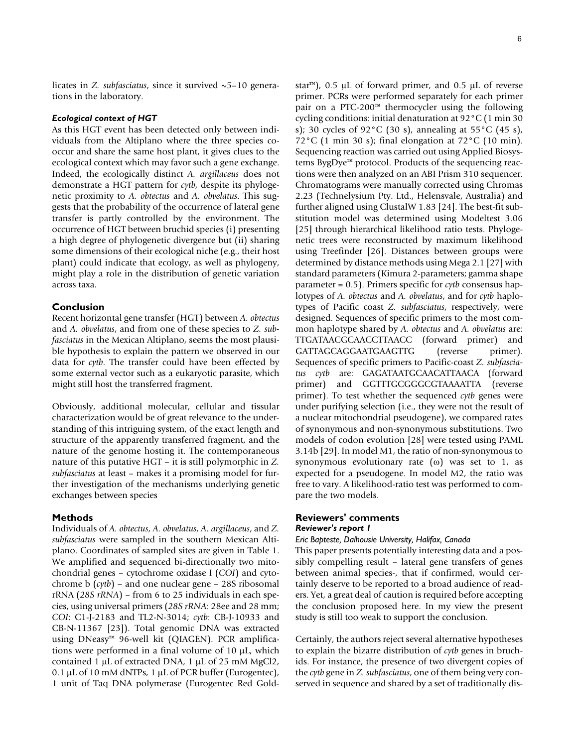licates in *Z. subfasciatus*, since it survived ~5–10 generations in the laboratory.

### *Ecological context of HGT*

As this HGT event has been detected only between individuals from the Altiplano where the three species co-occur and share the same host plant, it gives clues to the ecological context which may favor such a gene exchange. Indeed, the ecologically distinct *A. argillaceus* does not demonstrate a HGT pattern for *cytb*, despite its phylogenetic proximity to *A. obtectus* and *A. obvelatus*. This suggests that the probability of the occurrence of lateral gene transfer is partly controlled by the environment. The occurrence of HGT between bruchid species (i) presenting a high degree of phylogenetic divergence but (ii) sharing some dimensions of their ecological niche (e.g., their host plant) could indicate that ecology, as well as phylogeny, might play a role in the distribution of genetic variation across taxa.

## Conclusion

Recent horizontal gene transfer (HGT) between *A. obtectus* and *A. obvelatus*, and from one of these species to *Z. subfasciatus* in the Mexican Altiplano, seems the most plausible hypothesis to explain the pattern we observed in our data for *cytb*. The transfer could have been effected by some external vector such as a eukaryotic parasite, which might still host the transferred fragment.

Obviously, additional molecular, cellular and tissular characterization would be of great relevance to the understanding of this intriguing system, of the exact length and structure of the apparently transferred fragment, and the nature of the genome hosting it. The contemporaneous nature of this putative HGT – it is still polymorphic in *Z. subfasciatus* at least – makes it a promising model for further investigation of the mechanisms underlying genetic exchanges between species

## Methods

Individuals of *A. obtectus*, *A. obvelatus*, *A. argillaceus*, and *Z. subfasciatus* were sampled in the southern Mexican Altiplano. Coordinates of sampled sites are given in Table 1. We amplified and sequenced bi-directionally two mitochondrial genes – cytochrome oxidase I (*COI*) and cytochrome b (*cytb*) – and one nuclear gene – 28S ribosomal rRNA (*28S rRNA*) – from 6 to 25 individuals in each species, using universal primers (*28S rRNA*: 28ee and 28 mm; *COI*: C1-J-2183 and TL2-N-3014; *cytb*: CB-J-10933 and CB-N-11367 [23]). Total genomic DNA was extracted using DNeasy™ 96-well kit (QIAGEN). PCR amplifications were performed in a final volume of 10 μL, which contained 1 μL of extracted DNA, 1 μL of 25 mM MgCl2, 0.1 μL of 10 mM dNTPs, 1 μL of PCR buffer (Eurogentec), 1 unit of Taq DNA polymerase (Eurogentec Red Goldstar™), 0.5 μL of forward primer, and 0.5 μL of reverse primer. PCRs were performed separately for each primer pair on a PTC-200™ thermocycler using the following cycling conditions: initial denaturation at 92°C (1 min 30 s); 30 cycles of 92°C (30 s), annealing at 55°C (45 s), 72°C (1 min 30 s); final elongation at 72°C (10 min). Sequencing reaction was carried out using Applied Biosystems BygDye™ protocol. Products of the sequencing reactions were then analyzed on an ABI Prism 310 sequencer. Chromatograms were manually corrected using Chromas 2.23 (Technelysium Pty. Ltd., Helensvale, Australia) and further aligned using ClustalW 1.83 [24]. The best-fit substitution model was determined using Modeltest 3.06 [25] through hierarchical likelihood ratio tests. Phylogenetic trees were reconstructed by maximum likelihood using Treefinder [26]. Distances between groups were determined by distance methods using Mega 2.1 [27] with standard parameters (Kimura 2-parameters; gamma shape parameter = 0.5). Primers specific for *cytb* consensus haplotypes of *A. obtectus* and *A. obvelatus*, and for *cytb* haplotypes of Pacific coast *Z. subfasciatus*, respectively, were designed. Sequences of specific primers to the most common haplotype shared by *A. obtectus* and *A. obvelatus* are: TTGATAACGCAACCTTAACC (forward primer) and GATTAGCAGGAATGAAGTTG (reverse primer). Sequences of specific primers to Pacific-coast *Z. subfasciatus cytb* are: GAGATAATGCAACATTAACA (forward primer) and GGTTTGCGGGCGTAAAATTA (reverse primer). To test whether the sequenced *cytb* genes were under purifying selection (i.e., they were not the result of a nuclear mitochondrial pseudogene), we compared rates of synonymous and non-synonymous substitutions. Two models of codon evolution [28] were tested using PAML 3.14b [29]. In model M1, the ratio of non-synonymous to synonymous evolutionary rate ($\omega$) was set to 1, as expected for a pseudogene. In model M2, the ratio was free to vary. A likelihood-ratio test was performed to compare the two models.

## Reviewers' comments

### *Reviewer's report 1*

*Eric Bapteste, Dalhousie University, Halifax, Canada*

This paper presents potentially interesting data and a possibly compelling result – lateral gene transfers of genes between animal species-, that if confirmed, would certainly deserve to be reported to a broad audience of readers. Yet, a great deal of caution is required before accepting the conclusion proposed here. In my view the present study is still too weak to support the conclusion.

Certainly, the authors reject several alternative hypotheses to explain the bizarre distribution of *cytb* genes in bruchids. For instance, the presence of two divergent copies of the *cytb* gene in *Z. subfasciatus*, one of them being very conserved in sequence and shared by a set of traditionally dis-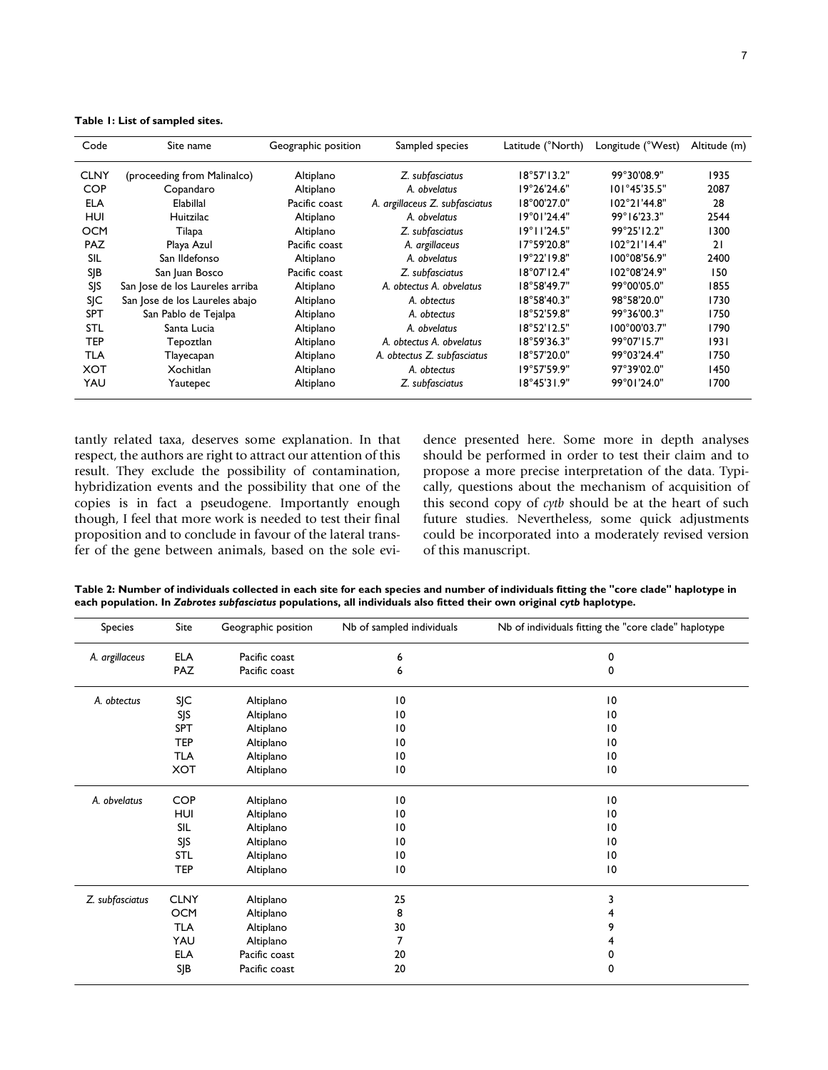**Table 1: List of sampled sites.**

| Code | Site name | Geographic position | Sampled species | Latitude (°North) | Longitude (°West) | Altitude (m) |
|---|---|---|---|---|---|---|
| CLNY | (proceeding from Malinalco) | Altiplano | *Z. subfasciatus* | 18°57'13.2" | 99°30'08.9" | 1935 |
| COP | Copandaro | Altiplano | *A. obvelatus* | 19°26'24.6" | 101°45'35.5" | 2087 |
| ELA | Elabillal | Pacific coast | *A. argillaceus Z. subfasciatus* | 18°00'27.0" | 102°21'44.8" | 28 |
| HUI | Huitzilac | Altiplano | *A. obvelatus* | 19°01'24.4" | 99°16'23.3" | 2544 |
| OCM | Tilapa | Altiplano | *Z. subfasciatus* | 19°11'24.5" | 99°25'12.2" | 1300 |
| PAZ | Playa Azul | Pacific coast | *A. argillaceus* | 17°59'20.8" | 102°21'14.4" | 21 |
| SIL | San Ildefonso | Altiplano | *A. obvelatus* | 19°22'19.8" | 100°08'56.9" | 2400 |
| SJB | San Juan Bosco | Pacific coast | *Z. subfasciatus* | 18°07'12.4" | 102°08'24.9" | 150 |
| SJS | San Jose de los Laureles arriba | Altiplano | *A. obtectus A. obvelatus* | 18°58'49.7" | 99°00'05.0" | 1855 |
| SJC | San Jose de los Laureles abajo | Altiplano | *A. obtectus* | 18°58'40.3" | 98°58'20.0" | 1730 |
| SPT | San Pablo de Tejalpa | Altiplano | *A. obtectus* | 18°52'59.8" | 99°36'00.3" | 1750 |
| STL | Santa Lucia | Altiplano | *A. obvelatus* | 18°52'12.5" | 100°00'03.7" | 1790 |
| TEP | Tepoztlan | Altiplano | *A. obtectus A. obvelatus* | 18°59'36.3" | 99°07'15.7" | 1931 |
| TLA | Tlayecapan | Altiplano | *A. obtectus Z. subfasciatus* | 18°57'20.0" | 99°03'24.4" | 1750 |
| XOT | Xochitlan | Altiplano | *A. obtectus* | 19°57'59.9" | 97°39'02.0" | 1450 |
| YAU | Yautepec | Altiplano | *Z. subfasciatus* | 18°45'31.9" | 99°01'24.0" | 1700 |

tantly related taxa, deserves some explanation. In that respect, the authors are right to attract our attention of this result. They exclude the possibility of contamination, hybridization events and the possibility that one of the copies is in fact a pseudogene. Importantly enough though, I feel that more work is needed to test their final proposition and to conclude in favour of the lateral transfer of the gene between animals, based on the sole evidence presented here. Some more in depth analyses should be performed in order to test their claim and to propose a more precise interpretation of the data. Typically, questions about the mechanism of acquisition of this second copy of *cytb* should be at the heart of such future studies. Nevertheless, some quick adjustments could be incorporated into a moderately revised version of this manuscript.

**Table 2: Number of individuals collected in each site for each species and number of individuals fitting the "core clade" haplotype in each population. In *Zabrotes subfasciatus* populations, all individuals also fitted their own original *cytb* haplotype.**

| Species | Site | Geographic position | Nb of sampled individuals | Nb of individuals fitting the "core clade" haplotype |
|---|---|---|---|---|
| *A. argillaceus* | ELA | Pacific coast | 6 | 0 |
| | PAZ | Pacific coast | 6 | 0 |
| *A. obtectus* | SJC | Altiplano | 10 | 10 |
| | SJS | Altiplano | 10 | 10 |
| | SPT | Altiplano | 10 | 10 |
| | TEP | Altiplano | 10 | 10 |
| | TLA | Altiplano | 10 | 10 |
| | XOT | Altiplano | 10 | 10 |
| *A. obvelatus* | COP | Altiplano | 10 | 10 |
| | HUI | Altiplano | 10 | 10 |
| | SIL | Altiplano | 10 | 10 |
| | SJS | Altiplano | 10 | 10 |
| | STL | Altiplano | 10 | 10 |
| | TEP | Altiplano | 10 | 10 |
| *Z. subfasciatus* | CLNY | Altiplano | 25 | 3 |
| | OCM | Altiplano | 8 | 4 |
| | TLA | Altiplano | 30 | 9 |
| | YAU | Altiplano | 7 | 4 |
| | ELA | Pacific coast | 20 | 0 |
| | SJB | Pacific coast | 20 | 0 |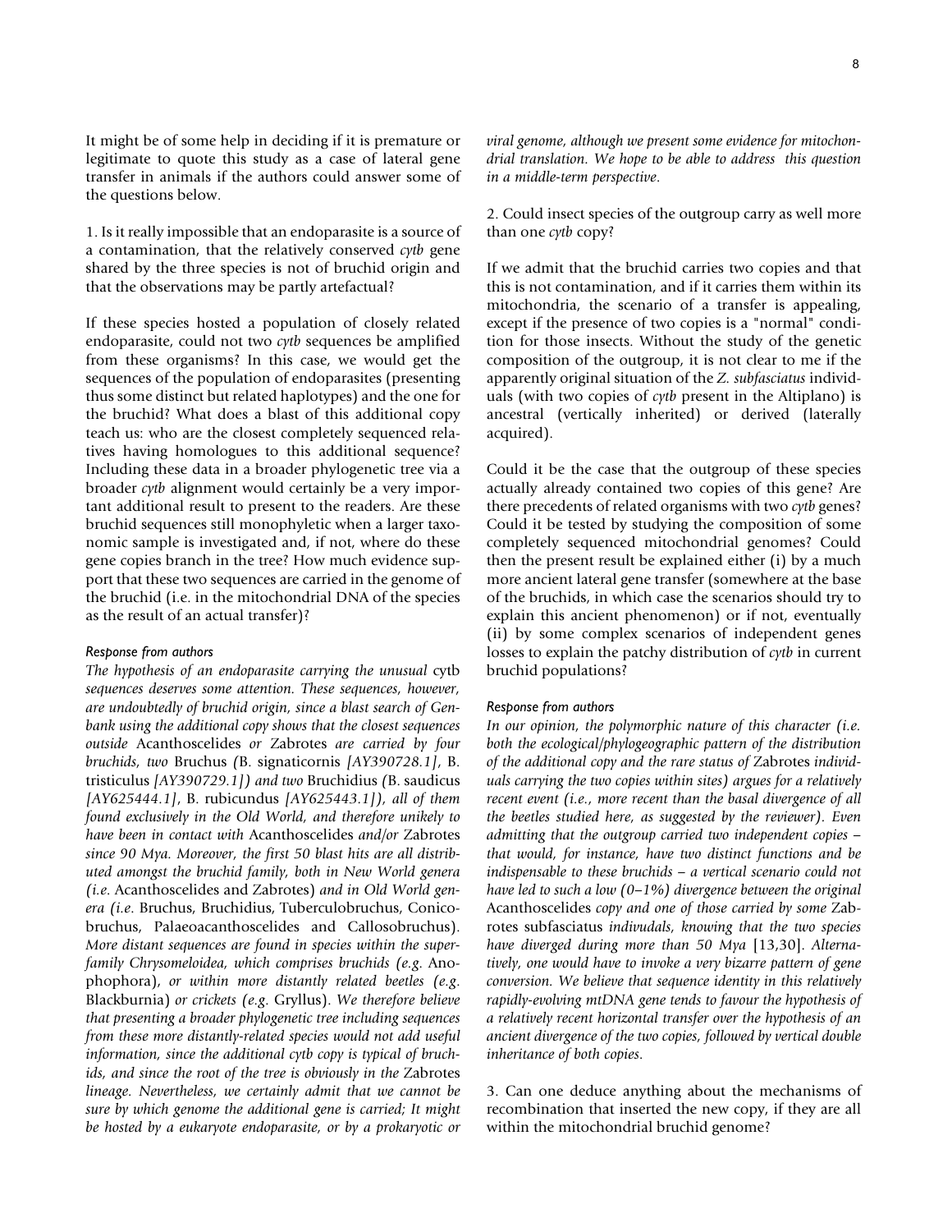It might be of some help in deciding if it is premature or legitimate to quote this study as a case of lateral gene transfer in animals if the authors could answer some of the questions below.

1. Is it really impossible that an endoparasite is a source of a contamination, that the relatively conserved *cytb* gene shared by the three species is not of bruchid origin and that the observations may be partly artefactual?

If these species hosted a population of closely related endoparasite, could not two *cytb* sequences be amplified from these organisms? In this case, we would get the sequences of the population of endoparasites (presenting thus some distinct but related haplotypes) and the one for the bruchid? What does a blast of this additional copy teach us: who are the closest completely sequenced relatives having homologues to this additional sequence? Including these data in a broader phylogenetic tree via a broader *cytb* alignment would certainly be a very important additional result to present to the readers. Are these bruchid sequences still monophyletic when a larger taxonomic sample is investigated and, if not, where do these gene copies branch in the tree? How much evidence support that these two sequences are carried in the genome of the bruchid (i.e. in the mitochondrial DNA of the species as the result of an actual transfer)?

#### Response from authors

*The hypothesis of an endoparasite carrying the unusual* cytb *sequences deserves some attention. These sequences, however, are undoubtedly of bruchid origin, since a blast search of Genbank using the additional copy shows that the closest sequences outside* Acanthoscelides *or* Zabrotes *are carried by four bruchids, two* Bruchus *(*B. signaticornis *[AY390728.1],* B. tristiculus *[AY390729.1]) and two* Bruchidius *(*B. saudicus *[AY625444.1],* B. rubicundus *[AY625443.1]), all of them found exclusively in the Old World, and therefore unikely to have been in contact with* Acanthoscelides *and/or* Zabrotes *since 90 Mya. Moreover, the first 50 blast hits are all distributed amongst the bruchid family, both in New World genera (i.e.* Acanthoscelides *and* Zabrotes*) and in Old World genera (i.e.* Bruchus, Bruchidius, Tuberculobruchus, Conicobruchus, Palaeoacanthoscelides *and* Callosobruchus*). More distant sequences are found in species within the superfamily Chrysomeloidea, which comprises bruchids (e.g.* Anophophora*), or within more distantly related beetles (e.g.* Blackburnia*) or crickets (e.g.* Gryllus*). We therefore believe that presenting a broader phylogenetic tree including sequences from these more distantly-related species would not add useful information, since the additional cytb copy is typical of bruchids, and since the root of the tree is obviously in the* Zabrotes *lineage. Nevertheless, we certainly admit that we cannot be sure by which genome the additional gene is carried; It might be hosted by a eukaryote endoparasite, or by a prokaryotic or viral genome, although we present some evidence for mitochondrial translation. We hope to be able to address this question in a middle-term perspective.*

2. Could insect species of the outgroup carry as well more than one *cytb* copy?

If we admit that the bruchid carries two copies and that this is not contamination, and if it carries them within its mitochondria, the scenario of a transfer is appealing, except if the presence of two copies is a "normal" condition for those insects. Without the study of the genetic composition of the outgroup, it is not clear to me if the apparently original situation of the *Z. subfasciatus* individuals (with two copies of *cytb* present in the Altiplano) is ancestral (vertically inherited) or derived (laterally acquired).

Could it be the case that the outgroup of these species actually already contained two copies of this gene? Are there precedents of related organisms with two *cytb* genes? Could it be tested by studying the composition of some completely sequenced mitochondrial genomes? Could then the present result be explained either (i) by a much more ancient lateral gene transfer (somewhere at the base of the bruchids, in which case the scenarios should try to explain this ancient phenomenon) or if not, eventually (ii) by some complex scenarios of independent genes losses to explain the patchy distribution of *cytb* in current bruchid populations?

#### Response from authors

*In our opinion, the polymorphic nature of this character (i.e. both the ecological/phylogeographic pattern of the distribution of the additional copy and the rare status of* Zabrotes *individuals carrying the two copies within sites) argues for a relatively recent event (i.e., more recent than the basal divergence of all the beetles studied here, as suggested by the reviewer). Even admitting that the outgroup carried two independent copies – that would, for instance, have two distinct functions and be indispensable to these bruchids – a vertical scenario could not have led to such a low (0–1%) divergence between the original* Acanthoscelides *copy and one of those carried by some* Zabrotes subfasciatus *indivudals, knowing that the two species have diverged during more than 50 Mya* [13,30]. *Alternatively, one would have to invoke a very bizarre pattern of gene conversion. We believe that sequence identity in this relatively rapidly-evolving mtDNA gene tends to favour the hypothesis of a relatively recent horizontal transfer over the hypothesis of an ancient divergence of the two copies, followed by vertical double inheritance of both copies.*

3. Can one deduce anything about the mechanisms of recombination that inserted the new copy, if they are all within the mitochondrial bruchid genome?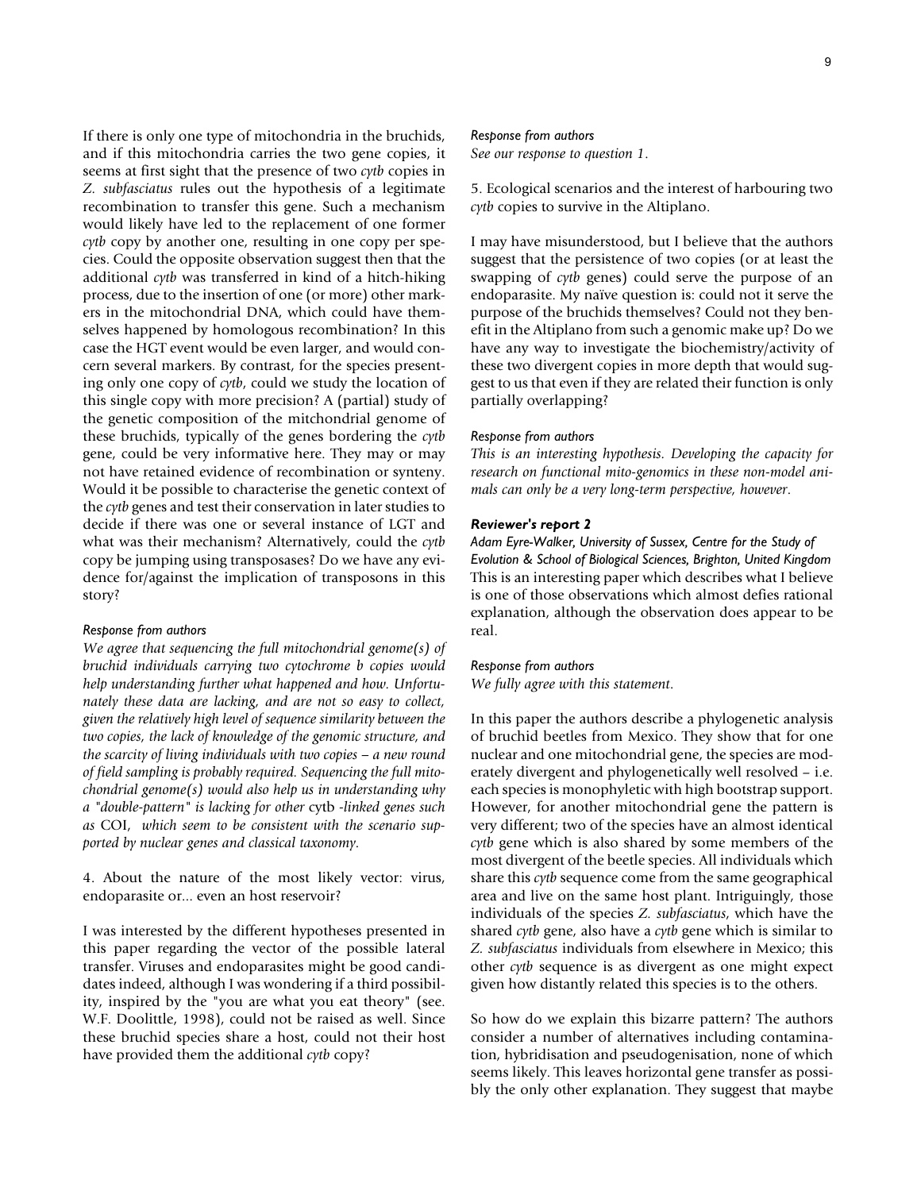If there is only one type of mitochondria in the bruchids, and if this mitochondria carries the two gene copies, it seems at first sight that the presence of two *cytb* copies in *Z. subfasciatus* rules out the hypothesis of a legitimate recombination to transfer this gene. Such a mechanism would likely have led to the replacement of one former *cytb* copy by another one, resulting in one copy per species. Could the opposite observation suggest then that the additional *cytb* was transferred in kind of a hitch-hiking process, due to the insertion of one (or more) other markers in the mitochondrial DNA, which could have themselves happened by homologous recombination? In this case the HGT event would be even larger, and would concern several markers. By contrast, for the species presenting only one copy of *cytb*, could we study the location of this single copy with more precision? A (partial) study of the genetic composition of the mitchondrial genome of these bruchids, typically of the genes bordering the *cytb* gene, could be very informative here. They may or may not have retained evidence of recombination or synteny. Would it be possible to characterise the genetic context of the *cytb* genes and test their conservation in later studies to decide if there was one or several instance of LGT and what was their mechanism? Alternatively, could the *cytb* copy be jumping using transposases? Do we have any evidence for/against the implication of transposons in this story?

*Response from authors*

*We agree that sequencing the full mitochondrial genome(s) of bruchid individuals carrying two cytochrome b copies would help understanding further what happened and how. Unfortunately these data are lacking, and are not so easy to collect, given the relatively high level of sequence similarity between the two copies, the lack of knowledge of the genomic structure, and the scarcity of living individuals with two copies – a new round of field sampling is probably required. Sequencing the full mitochondrial genome(s) would also help us in understanding why a "double-pattern" is lacking for other* cytb *-linked genes such as* COI, *which seem to be consistent with the scenario supported by nuclear genes and classical taxonomy.*

4. About the nature of the most likely vector: virus, endoparasite or... even an host reservoir?

I was interested by the different hypotheses presented in this paper regarding the vector of the possible lateral transfer. Viruses and endoparasites might be good candidates indeed, although I was wondering if a third possibility, inspired by the "you are what you eat theory" (see. W.F. Doolittle, 1998), could not be raised as well. Since these bruchid species share a host, could not their host have provided them the additional *cytb* copy?

*Response from authors*

*See our response to question 1.*

5. Ecological scenarios and the interest of harbouring two *cytb* copies to survive in the Altiplano.

I may have misunderstood, but I believe that the authors suggest that the persistence of two copies (or at least the swapping of *cytb* genes) could serve the purpose of an endoparasite. My naïve question is: could not it serve the purpose of the bruchids themselves? Could not they benefit in the Altiplano from such a genomic make up? Do we have any way to investigate the biochemistry/activity of these two divergent copies in more depth that would suggest to us that even if they are related their function is only partially overlapping?

*Response from authors*

*This is an interesting hypothesis. Developing the capacity for research on functional mito-genomics in these non-model animals can only be a very long-term perspective, however.*

***Reviewer's report 2***

*Adam Eyre-Walker, University of Sussex, Centre for the Study of Evolution & School of Biological Sciences, Brighton, United Kingdom*

This is an interesting paper which describes what I believe is one of those observations which almost defies rational explanation, although the observation does appear to be real.

*Response from authors*

*We fully agree with this statement.*

In this paper the authors describe a phylogenetic analysis of bruchid beetles from Mexico. They show that for one nuclear and one mitochondrial gene, the species are moderately divergent and phylogenetically well resolved – i.e. each species is monophyletic with high bootstrap support. However, for another mitochondrial gene the pattern is very different; two of the species have an almost identical *cytb* gene which is also shared by some members of the most divergent of the beetle species. All individuals which share this *cytb* sequence come from the same geographical area and live on the same host plant. Intriguingly, those individuals of the species *Z. subfasciatus*, which have the shared *cytb* gene, also have a *cytb* gene which is similar to *Z. subfasciatus* individuals from elsewhere in Mexico; this other *cytb* sequence is as divergent as one might expect given how distantly related this species is to the others.

So how do we explain this bizarre pattern? The authors consider a number of alternatives including contamination, hybridisation and pseudogenisation, none of which seems likely. This leaves horizontal gene transfer as possibly the only other explanation. They suggest that maybe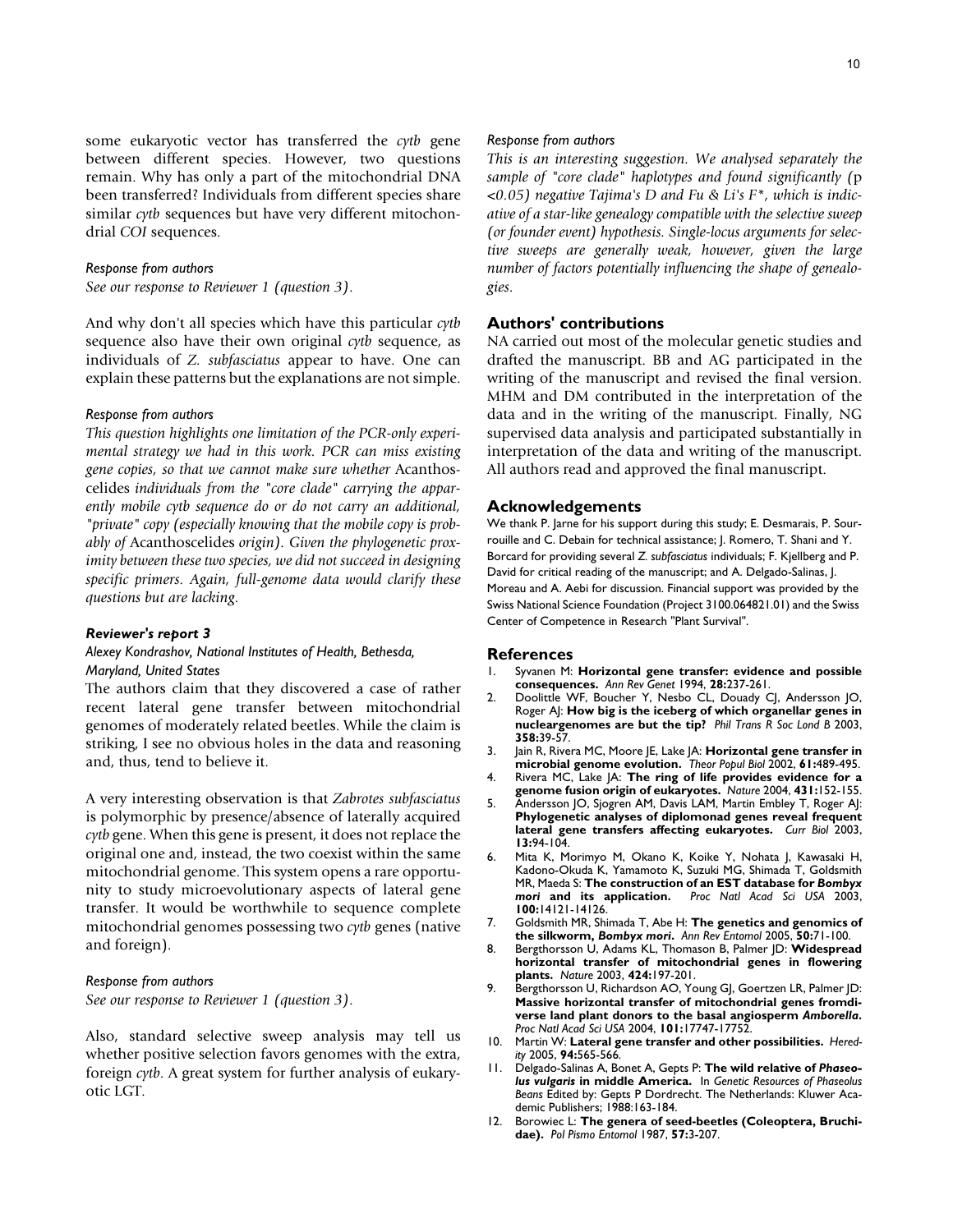some eukaryotic vector has transferred the *cytb* gene between different species. However, two questions remain. Why has only a part of the mitochondrial DNA been transferred? Individuals from different species share similar *cytb* sequences but have very different mitochondrial *COI* sequences.

*Response from authors*

*See our response to Reviewer 1 (question 3).*

And why don't all species which have this particular *cytb* sequence also have their own original *cytb* sequence, as individuals of *Z. subfasciatus* appear to have. One can explain these patterns but the explanations are not simple.

*Response from authors*

*This question highlights one limitation of the PCR-only experimental strategy we had in this work. PCR can miss existing gene copies, so that we cannot make sure whether* Acanthoscelides *individuals from the "core clade" carrying the apparently mobile cytb sequence do or do not carry an additional, "private" copy (especially knowing that the mobile copy is probably of* Acanthoscelides *origin). Given the phylogenetic proximity between these two species, we did not succeed in designing specific primers. Again, full-genome data would clarify these questions but are lacking.*

### Reviewer's report 3

*Alexey Kondrashov, National Institutes of Health, Bethesda, Maryland, United States*

The authors claim that they discovered a case of rather recent lateral gene transfer between mitochondrial genomes of moderately related beetles. While the claim is striking, I see no obvious holes in the data and reasoning and, thus, tend to believe it.

A very interesting observation is that *Zabrotes subfasciatus* is polymorphic by presence/absence of laterally acquired *cytb* gene. When this gene is present, it does not replace the original one and, instead, the two coexist within the same mitochondrial genome. This system opens a rare opportunity to study microevolutionary aspects of lateral gene transfer. It would be worthwhile to sequence complete mitochondrial genomes possessing two *cytb* genes (native and foreign).

*Response from authors*

*See our response to Reviewer 1 (question 3).*

Also, standard selective sweep analysis may tell us whether positive selection favors genomes with the extra, foreign *cytb*. A great system for further analysis of eukaryotic LGT.

*Response from authors*

*This is an interesting suggestion. We analysed separately the sample of "core clade" haplotypes and found significantly (*p *<0.05) negative Tajima's D and Fu & Li's F\*, which is indicative of a star-like genealogy compatible with the selective sweep (or founder event) hypothesis. Single-locus arguments for selective sweeps are generally weak, however, given the large number of factors potentially influencing the shape of genealogies.*

## Authors' contributions

NA carried out most of the molecular genetic studies and drafted the manuscript. BB and AG participated in the writing of the manuscript and revised the final version. MHM and DM contributed in the interpretation of the data and in the writing of the manuscript. Finally, NG supervised data analysis and participated substantially in interpretation of the data and writing of the manuscript. All authors read and approved the final manuscript.

## Acknowledgements

We thank P. Jarne for his support during this study; E. Desmarais, P. Sourrouille and C. Debain for technical assistance; J. Romero, T. Shani and Y. Borcard for providing several *Z. subfasciatus* individuals; F. Kjellberg and P. David for critical reading of the manuscript; and A. Delgado-Salinas, J. Moreau and A. Aebi for discussion. Financial support was provided by the Swiss National Science Foundation (Project 3100.064821.01) and the Swiss Center of Competence in Research "Plant Survival".

## References

1. Syvanen M: **Horizontal gene transfer: evidence and possible consequences.** *Ann Rev Genet* 1994, **28:**237-261.
2. Doolittle WF, Boucher Y, Nesbo CL, Douady CJ, Andersson JO, Roger AJ: **How big is the iceberg of which organellar genes in nucleargenomes are but the tip?** *Phil Trans R Soc Lond B* 2003, **358:**39-57.
3. Jain R, Rivera MC, Moore JE, Lake JA: **Horizontal gene transfer in microbial genome evolution.** *Theor Popul Biol* 2002, **61:**489-495.
4. Rivera MC, Lake JA: **The ring of life provides evidence for a genome fusion origin of eukaryotes.** *Nature* 2004, **431:**152-155.
5. Andersson JO, Sjogren AM, Davis LAM, Martin Embley T, Roger AJ: **Phylogenetic analyses of diplomonad genes reveal frequent lateral gene transfers affecting eukaryotes.** *Curr Biol* 2003, **13:**94-104.
6. Mita K, Morimyo M, Okano K, Koike Y, Nohata J, Kawasaki H, Kadono-Okuda K, Yamamoto K, Suzuki MG, Shimada T, Goldsmith MR, Maeda S: **The construction of an EST database for *Bombyx mori* and its application.** *Proc Natl Acad Sci USA* 2003, **100:**14121-14126.
7. Goldsmith MR, Shimada T, Abe H: **The genetics and genomics of the silkworm, *Bombyx mori*.** *Ann Rev Entomol* 2005, **50:**71-100.
8. Bergthorsson U, Adams KL, Thomason B, Palmer JD: **Widespread horizontal transfer of mitochondrial genes in flowering plants.** *Nature* 2003, **424:**197-201.
9. Bergthorsson U, Richardson AO, Young GJ, Goertzen LR, Palmer JD: **Massive horizontal transfer of mitochondrial genes fromdiverse land plant donors to the basal angiosperm *Amborella*.** *Proc Natl Acad Sci USA* 2004, **101:**17747-17752.
10. Martin W: **Lateral gene transfer and other possibilities.** *Heredity* 2005, **94:**565-566.
11. Delgado-Salinas A, Bonet A, Gepts P: **The wild relative of *Phaseolus vulgaris* in middle America.** In *Genetic Resources of Phaseolus Beans* Edited by: Gepts P Dordrecht. The Netherlands: Kluwer Academic Publishers; 1988:163-184.
12. Borowiec L: **The genera of seed-beetles (Coleoptera, Bruchidae).** *Pol Pismo Entomol* 1987, **57:**3-207.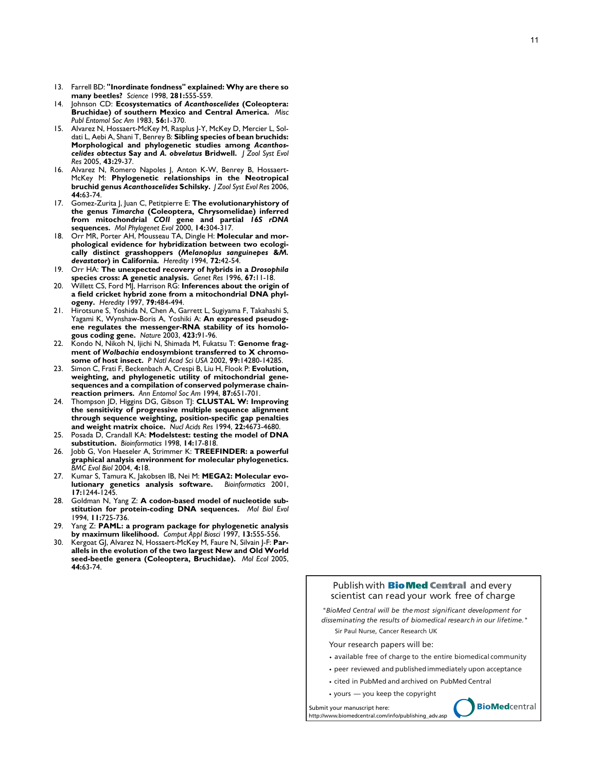13. Farrell BD: **"Inordinate fondness" explained: Why are there so many beetles?** *Science* 1998, **281:**555-559.
14. Johnson CD: **Ecosystematics of *Acanthoscelides* (Coleoptera: Bruchidae) of southern Mexico and Central America.** *Misc Publ Entomol Soc Am* 1983, **56:**1-370.
15. Alvarez N, Hossaert-McKey M, Rasplus J-Y, McKey D, Mercier L, Soldati L, Aebi A, Shani T, Benrey B: **Sibling species of bean bruchids: Morphological and phylogenetic studies among *Acanthoscelides obtectus* Say and *A. obvelatus* Bridwell.** *J Zool Syst Evol Res* 2005, **43:**29-37.
16. Alvarez N, Romero Napoles J, Anton K-W, Benrey B, Hossaert-McKey M: **Phylogenetic relationships in the Neotropical bruchid genus *Acanthoscelides* Schilsky.** *J Zool Syst Evol Res* 2006, **44:**63-74.
17. Gomez-Zurita J, Juan C, Petitpierre E: **The evolutionaryhistory of the genus *Timarcha* (Coleoptera, Chrysomelidae) inferred from mitochondrial *COII* gene and partial *16S rDNA* sequences.** *Mol Phylogenet Evol* 2000, **14:**304-317.
18. Orr MR, Porter AH, Mousseau TA, Dingle H: **Molecular and morphological evidence for hybridization between two ecologically distinct grasshoppers (*Melanoplus sanguinepes* &*M. devastator*) in California.** *Heredity* 1994, **72:**42-54.
19. Orr HA: **The unexpected recovery of hybrids in a *Drosophila* species cross: A genetic analysis.** *Genet Res* 1996, **67:**11-18.
20. Willett CS, Ford MJ, Harrison RG: **Inferences about the origin of a field cricket hybrid zone from a mitochondrial DNA phylogeny.** *Heredity* 1997, **79:**484-494.
21. Hirotsune S, Yoshida N, Chen A, Garrett L, Sugiyama F, Takahashi S, Yagami K, Wynshaw-Boris A, Yoshiki A: **An expressed pseudogene regulates the messenger-RNA stability of its homologous coding gene.** *Nature* 2003, **423:**91-96.
22. Kondo N, Nikoh N, Ijichi N, Shimada M, Fukatsu T: **Genome fragment of *Wolbachia* endosymbiont transferred to X chromosome of host insect.** *P Natl Acad Sci USA* 2002, **99:**14280-14285.
23. Simon C, Frati F, Beckenbach A, Crespi B, Liu H, Flook P: **Evolution, weighting, and phylogenetic utility of mitochondrial gene-sequences and a compilation of conserved polymerase chain-reaction primers.** *Ann Entomol Soc Am* 1994, **87:**651-701.
24. Thompson JD, Higgins DG, Gibson TJ: **CLUSTAL W: Improving the sensitivity of progressive multiple sequence alignment through sequence weighting, position-specific gap penalties and weight matrix choice.** *Nucl Acids Res* 1994, **22:**4673-4680.
25. Posada D, Crandall KA: **Modelstest: testing the model of DNA substitution.** *Bioinformatics* 1998, **14:**17-818.
26. Jobb G, Von Haeseler A, Strimmer K: **TREEFINDER: a powerful graphical analysis environment for molecular phylogenetics.** *BMC Evol Biol* 2004, **4:**18.
27. Kumar S, Tamura K, Jakobsen IB, Nei M: **MEGA2: Molecular evolutionary genetics analysis software.** *Bioinformatics* 2001, **17:**1244-1245.
28. Goldman N, Yang Z: **A codon-based model of nucleotide substitution for protein-coding DNA sequences.** *Mol Biol Evol* 1994, **11:**725-736.
29. Yang Z: **PAML: a program package for phylogenetic analysis by maximum likelihood.** *Comput Appl Biosci* 1997, **13:**555-556.
30. Kergoat GJ, Alvarez N, Hossaert-McKey M, Faure N, Silvain J-F: **Parallels in the evolution of the two largest New and Old World seed-beetle genera (Coleoptera, Bruchidae).** *Mol Ecol* 2005, **44:**63-74.

Publish with **BioMed Central** and every scientist can read your work free of charge

*"BioMed Central will be the most significant development for disseminating the results of biomedical research in our lifetime."*

Sir Paul Nurse, Cancer Research UK

Your research papers will be:

- available free of charge to the entire biomedical community
- peer reviewed and published immediately upon acceptance
- cited in PubMed and archived on PubMed Central
- yours — you keep the copyright

Submit your manuscript here:
http://www.biomedcentral.com/info/publishing_adv.asp

**BioMed**central